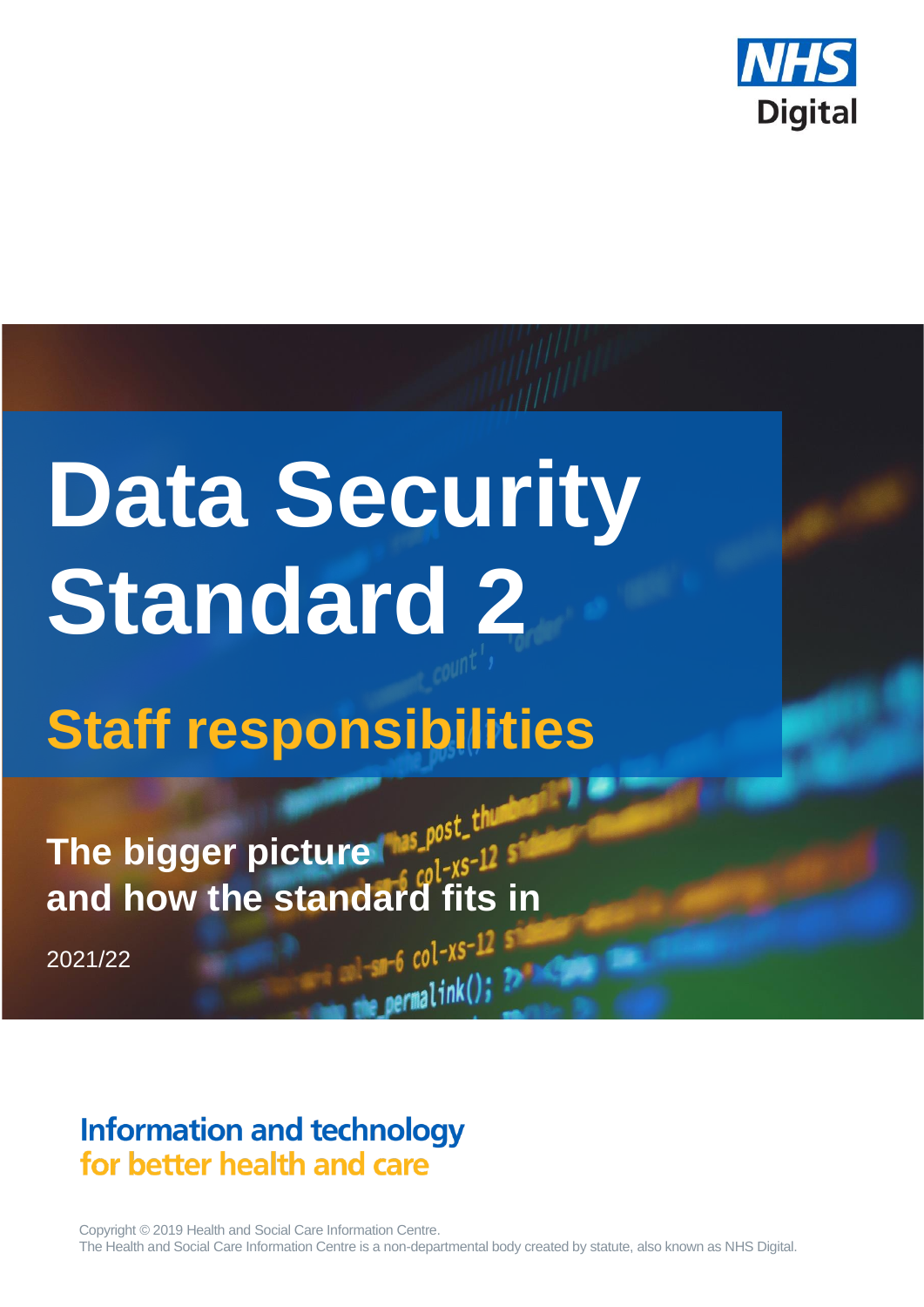NHS Digital

# Data Security Standard 2

## Staff responsibilities

**The bigger picture and how the standard fits in**

2021/22

**Information and technology for better health and care**

Copyright © 2019 Health and Social Care Information Centre.
The Health and Social Care Information Centre is a non-departmental body created by statute, also known as NHS Digital.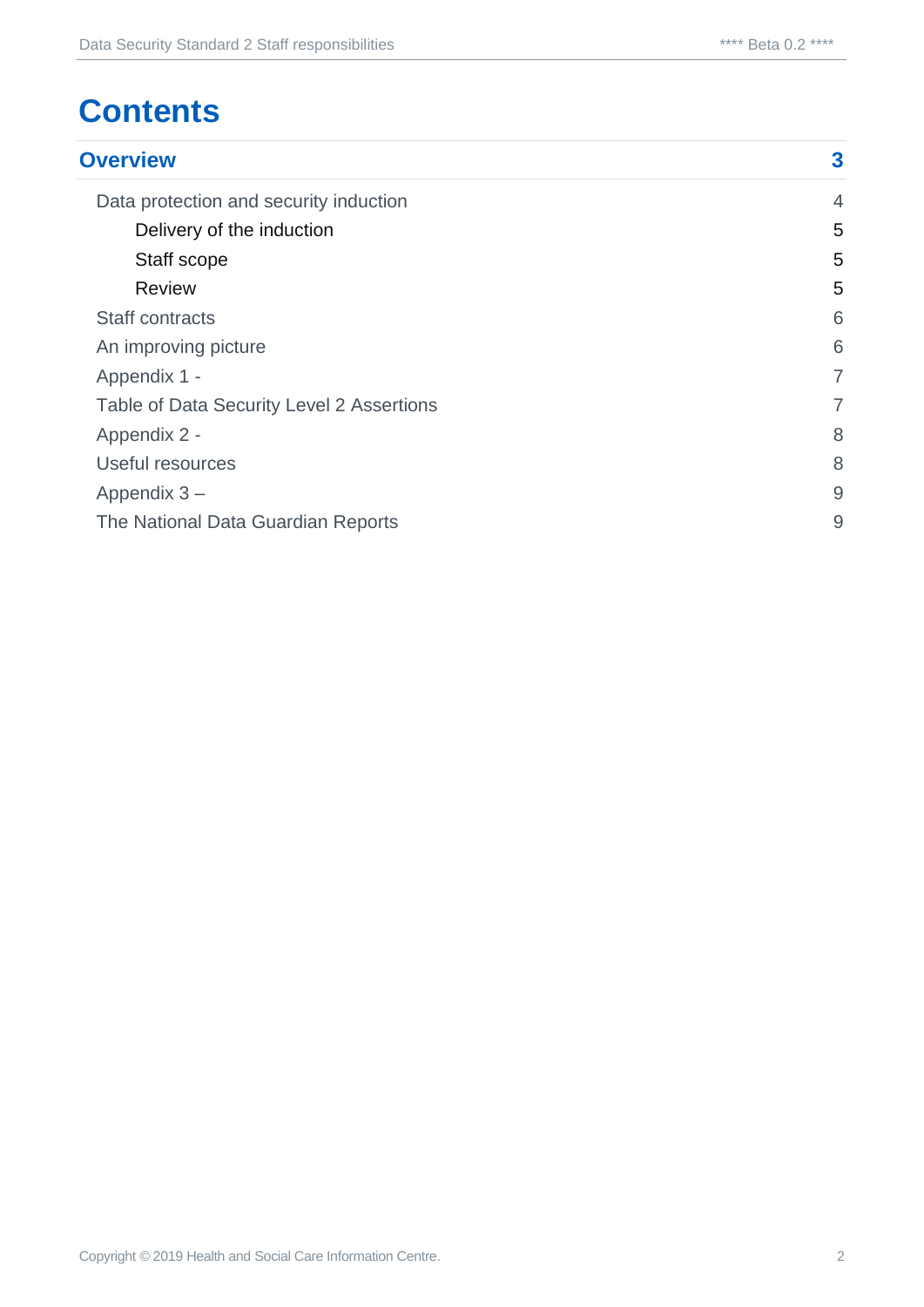# Contents

| | |
|---|---|
| **Overview** | **3** |
| Data protection and security induction | 4 |
| Delivery of the induction | 5 |
| Staff scope | 5 |
| Review | 5 |
| Staff contracts | 6 |
| An improving picture | 6 |
| Appendix 1 - | 7 |
| Table of Data Security Level 2 Assertions | 7 |
| Appendix 2 - | 8 |
| Useful resources | 8 |
| Appendix 3 – | 9 |
| The National Data Guardian Reports | 9 |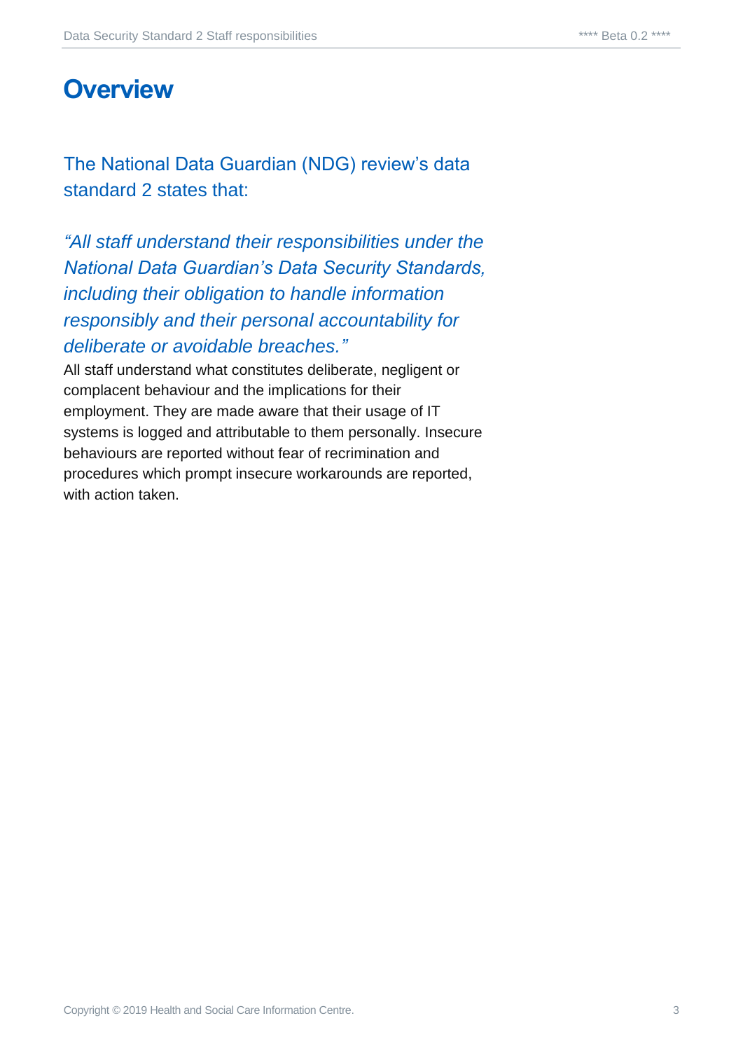# Overview

The National Data Guardian (NDG) review's data standard 2 states that:

*"All staff understand their responsibilities under the National Data Guardian's Data Security Standards, including their obligation to handle information responsibly and their personal accountability for deliberate or avoidable breaches."*

All staff understand what constitutes deliberate, negligent or complacent behaviour and the implications for their employment. They are made aware that their usage of IT systems is logged and attributable to them personally. Insecure behaviours are reported without fear of recrimination and procedures which prompt insecure workarounds are reported, with action taken.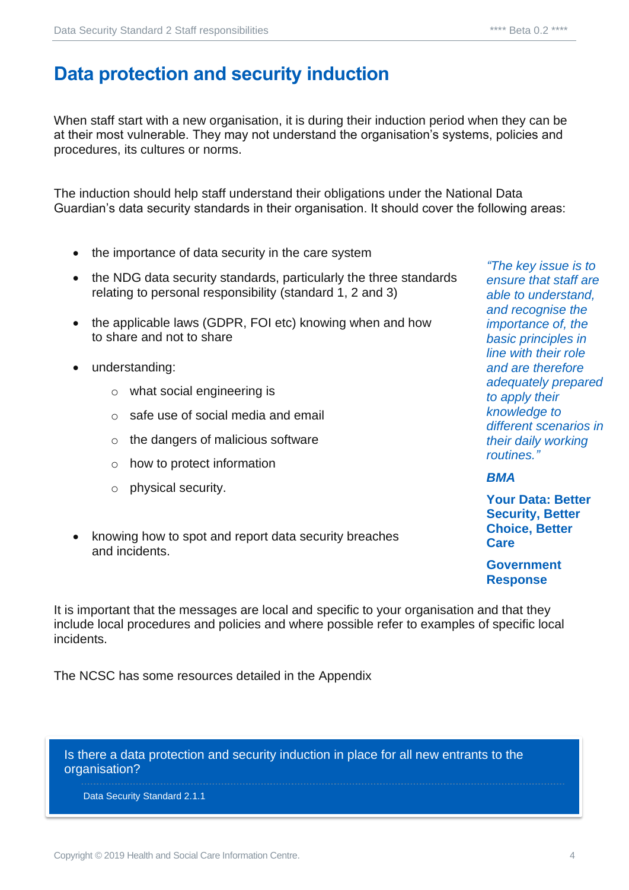## Data protection and security induction

When staff start with a new organisation, it is during their induction period when they can be at their most vulnerable. They may not understand the organisation's systems, policies and procedures, its cultures or norms.

The induction should help staff understand their obligations under the National Data Guardian's data security standards in their organisation. It should cover the following areas:

- the importance of data security in the care system
- the NDG data security standards, particularly the three standards relating to personal responsibility (standard 1, 2 and 3)
- the applicable laws (GDPR, FOI etc) knowing when and how to share and not to share
- understanding:
  - what social engineering is
  - safe use of social media and email
  - the dangers of malicious software
  - how to protect information
  - physical security.
- knowing how to spot and report data security breaches and incidents.

*"The key issue is to ensure that staff are able to understand, and recognise the importance of, the basic principles in line with their role and are therefore adequately prepared to apply their knowledge to different scenarios in their daily working routines."*

***BMA***

**Your Data: Better Security, Better Choice, Better Care**

**Government Response**

It is important that the messages are local and specific to your organisation and that they include local procedures and policies and where possible refer to examples of specific local incidents.

The NCSC has some resources detailed in the Appendix

Is there a data protection and security induction in place for all new entrants to the organisation?

Data Security Standard 2.1.1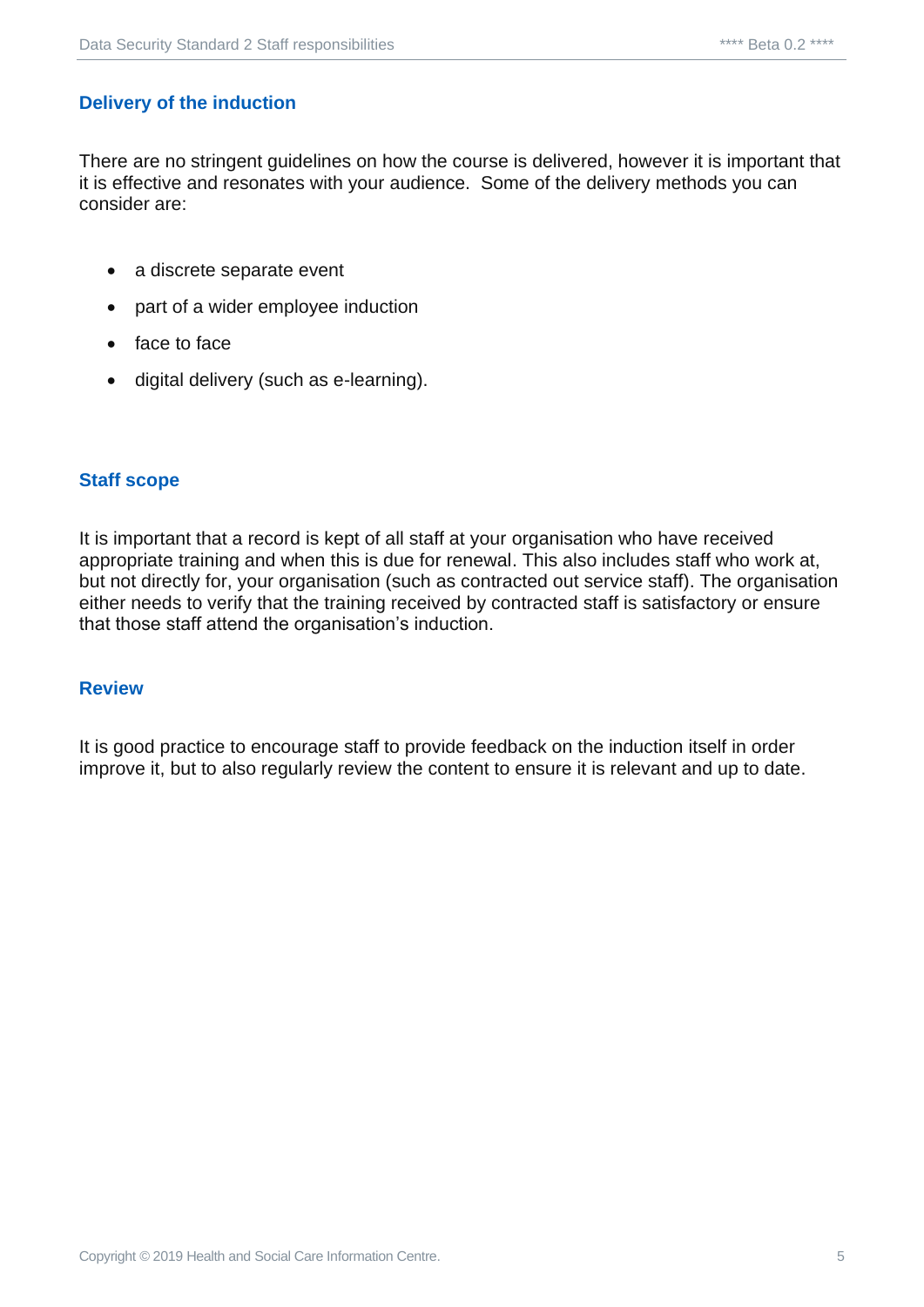### Delivery of the induction

There are no stringent guidelines on how the course is delivered, however it is important that it is effective and resonates with your audience. Some of the delivery methods you can consider are:

- a discrete separate event
- part of a wider employee induction
- face to face
- digital delivery (such as e-learning).

### Staff scope

It is important that a record is kept of all staff at your organisation who have received appropriate training and when this is due for renewal. This also includes staff who work at, but not directly for, your organisation (such as contracted out service staff). The organisation either needs to verify that the training received by contracted staff is satisfactory or ensure that those staff attend the organisation's induction.

### Review

It is good practice to encourage staff to provide feedback on the induction itself in order improve it, but to also regularly review the content to ensure it is relevant and up to date.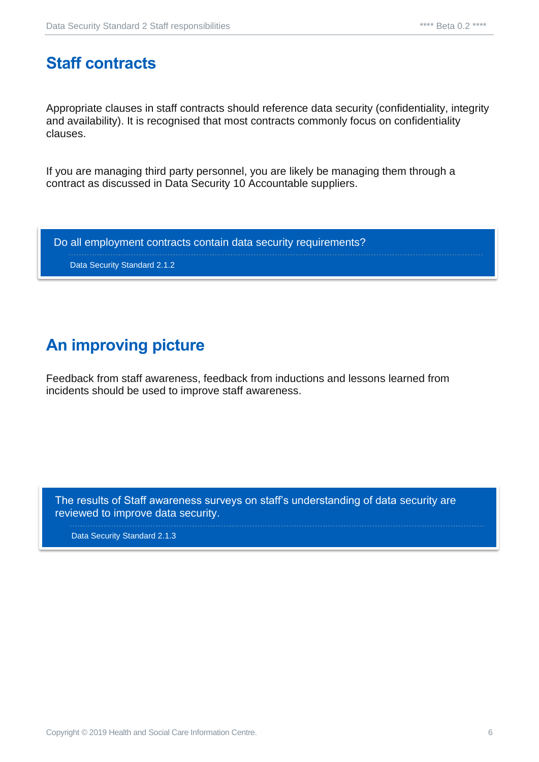## Staff contracts

Appropriate clauses in staff contracts should reference data security (confidentiality, integrity and availability). It is recognised that most contracts commonly focus on confidentiality clauses.

If you are managing third party personnel, you are likely be managing them through a contract as discussed in Data Security 10 Accountable suppliers.

> Do all employment contracts contain data security requirements?
>
> Data Security Standard 2.1.2

## An improving picture

Feedback from staff awareness, feedback from inductions and lessons learned from incidents should be used to improve staff awareness.

> The results of Staff awareness surveys on staff's understanding of data security are reviewed to improve data security.
>
> Data Security Standard 2.1.3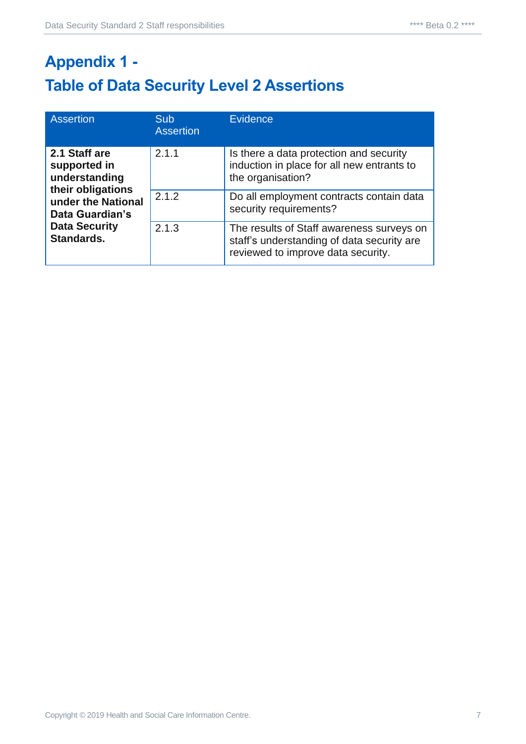# Appendix 1 -

## Table of Data Security Level 2 Assertions

| Assertion | Sub Assertion | Evidence |
|---|---|---|
| **2.1 Staff are supported in understanding their obligations under the National Data Guardian's Data Security Standards.** | 2.1.1 | Is there a data protection and security induction in place for all new entrants to the organisation? |
| | 2.1.2 | Do all employment contracts contain data security requirements? |
| | 2.1.3 | The results of Staff awareness surveys on staff's understanding of data security are reviewed to improve data security. |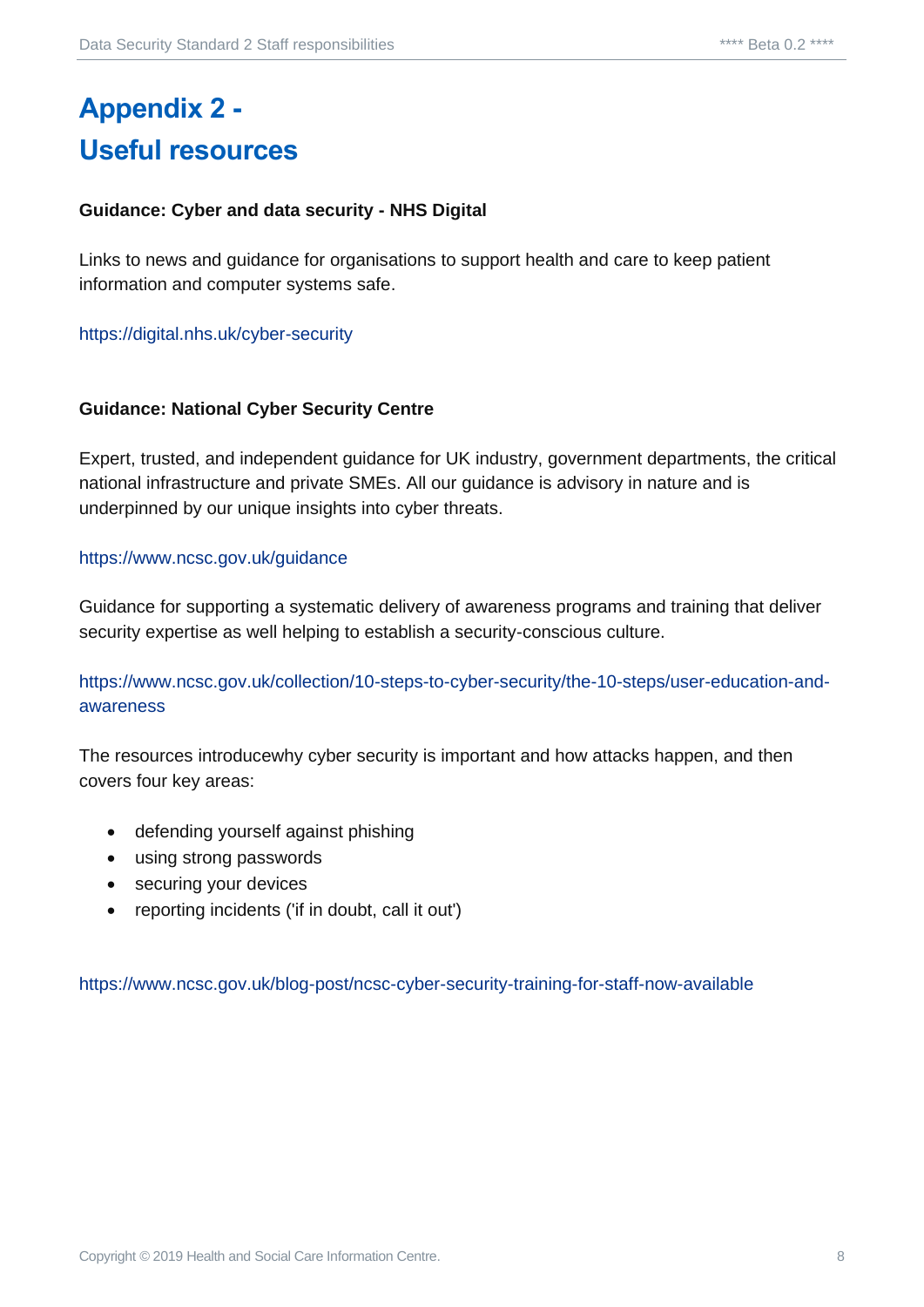# Appendix 2 - Useful resources

**Guidance: Cyber and data security - NHS Digital**

Links to news and guidance for organisations to support health and care to keep patient information and computer systems safe.

https://digital.nhs.uk/cyber-security

**Guidance: National Cyber Security Centre**

Expert, trusted, and independent guidance for UK industry, government departments, the critical national infrastructure and private SMEs. All our guidance is advisory in nature and is underpinned by our unique insights into cyber threats.

https://www.ncsc.gov.uk/guidance

Guidance for supporting a systematic delivery of awareness programs and training that deliver security expertise as well helping to establish a security-conscious culture.

https://www.ncsc.gov.uk/collection/10-steps-to-cyber-security/the-10-steps/user-education-and-awareness

The resources introducewhy cyber security is important and how attacks happen, and then covers four key areas:

- defending yourself against phishing
- using strong passwords
- securing your devices
- reporting incidents ('if in doubt, call it out')

https://www.ncsc.gov.uk/blog-post/ncsc-cyber-security-training-for-staff-now-available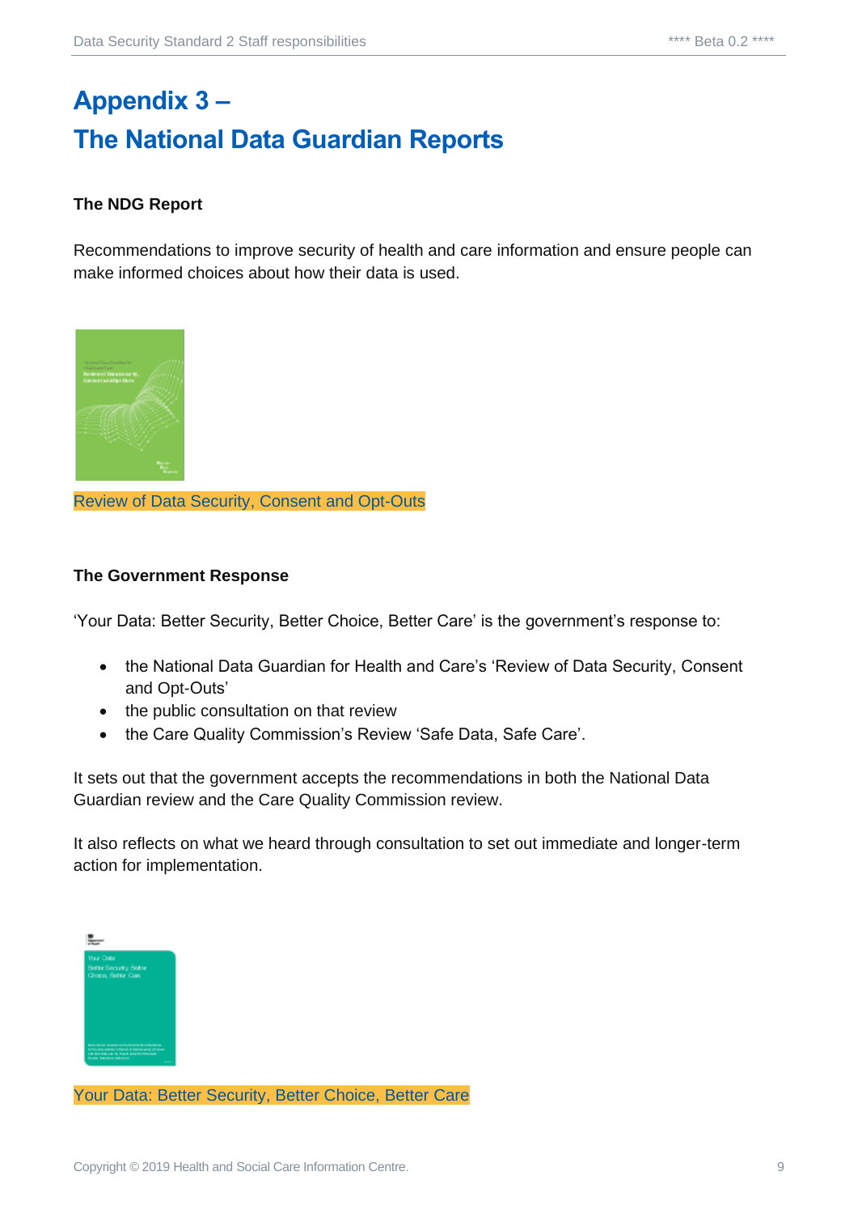# Appendix 3 – The National Data Guardian Reports

**The NDG Report**

Recommendations to improve security of health and care information and ensure people can make informed choices about how their data is used.

Review of Data Security, Consent and Opt-Outs

**The Government Response**

'Your Data: Better Security, Better Choice, Better Care' is the government's response to:

- the National Data Guardian for Health and Care's 'Review of Data Security, Consent and Opt-Outs'
- the public consultation on that review
- the Care Quality Commission's Review 'Safe Data, Safe Care'.

It sets out that the government accepts the recommendations in both the National Data Guardian review and the Care Quality Commission review.

It also reflects on what we heard through consultation to set out immediate and longer-term action for implementation.

Your Data: Better Security, Better Choice, Better Care

Copyright © 2019 Health and Social Care Information Centre.